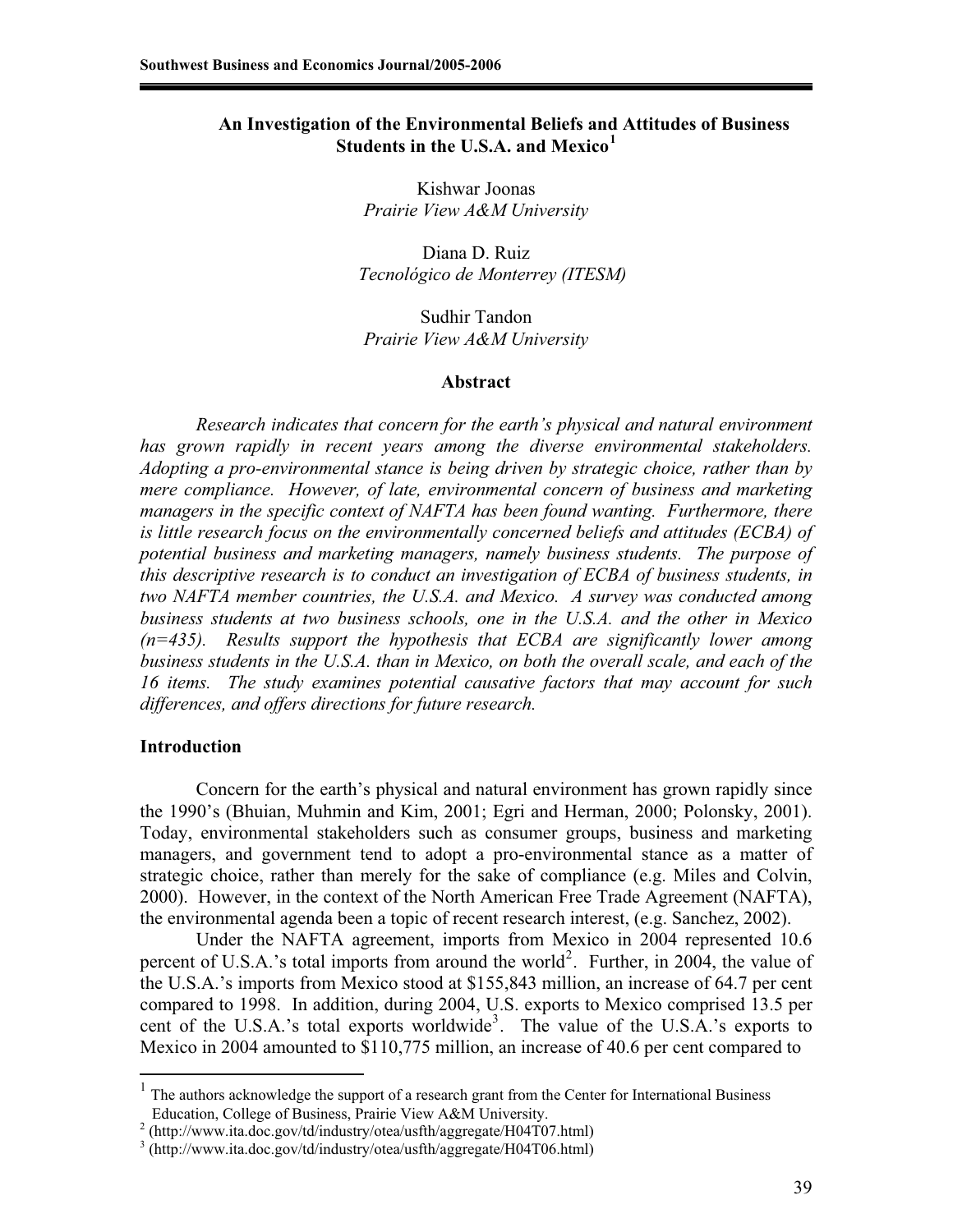# An Investigation of the Environmental Beliefs and Attitudes of Business Students in the U.S.A. and Mexico[1]

Kishwar Joonas
*Prairie View A&M University*

Diana D. Ruiz
*Tecnológico de Monterrey (ITESM)*

Sudhir Tandon
*Prairie View A&M University*

## Abstract

*Research indicates that concern for the earth's physical and natural environment has grown rapidly in recent years among the diverse environmental stakeholders. Adopting a pro-environmental stance is being driven by strategic choice, rather than by mere compliance. However, of late, environmental concern of business and marketing managers in the specific context of NAFTA has been found wanting. Furthermore, there is little research focus on the environmentally concerned beliefs and attitudes (ECBA) of potential business and marketing managers, namely business students. The purpose of this descriptive research is to conduct an investigation of ECBA of business students, in two NAFTA member countries, the U.S.A. and Mexico. A survey was conducted among business students at two business schools, one in the U.S.A. and the other in Mexico (n=435). Results support the hypothesis that ECBA are significantly lower among business students in the U.S.A. than in Mexico, on both the overall scale, and each of the 16 items. The study examines potential causative factors that may account for such differences, and offers directions for future research.*

## Introduction

Concern for the earth's physical and natural environment has grown rapidly since the 1990's (Bhuian, Muhmin and Kim, 2001; Egri and Herman, 2000; Polonsky, 2001). Today, environmental stakeholders such as consumer groups, business and marketing managers, and government tend to adopt a pro-environmental stance as a matter of strategic choice, rather than merely for the sake of compliance (e.g. Miles and Colvin, 2000). However, in the context of the North American Free Trade Agreement (NAFTA), the environmental agenda been a topic of recent research interest, (e.g. Sanchez, 2002).

Under the NAFTA agreement, imports from Mexico in 2004 represented 10.6 percent of U.S.A.'s total imports from around the world[2]. Further, in 2004, the value of the U.S.A.'s imports from Mexico stood at $155,843 million, an increase of 64.7 per cent compared to 1998. In addition, during 2004, U.S. exports to Mexico comprised 13.5 per cent of the U.S.A.'s total exports worldwide[3]. The value of the U.S.A.'s exports to Mexico in 2004 amounted to $110,775 million, an increase of 40.6 per cent compared to

---

[1] The authors acknowledge the support of a research grant from the Center for International Business Education, College of Business, Prairie View A&M University.

[2] (http://www.ita.doc.gov/td/industry/otea/usfth/aggregate/H04T07.html)

[3] (http://www.ita.doc.gov/td/industry/otea/usfth/aggregate/H04T06.html)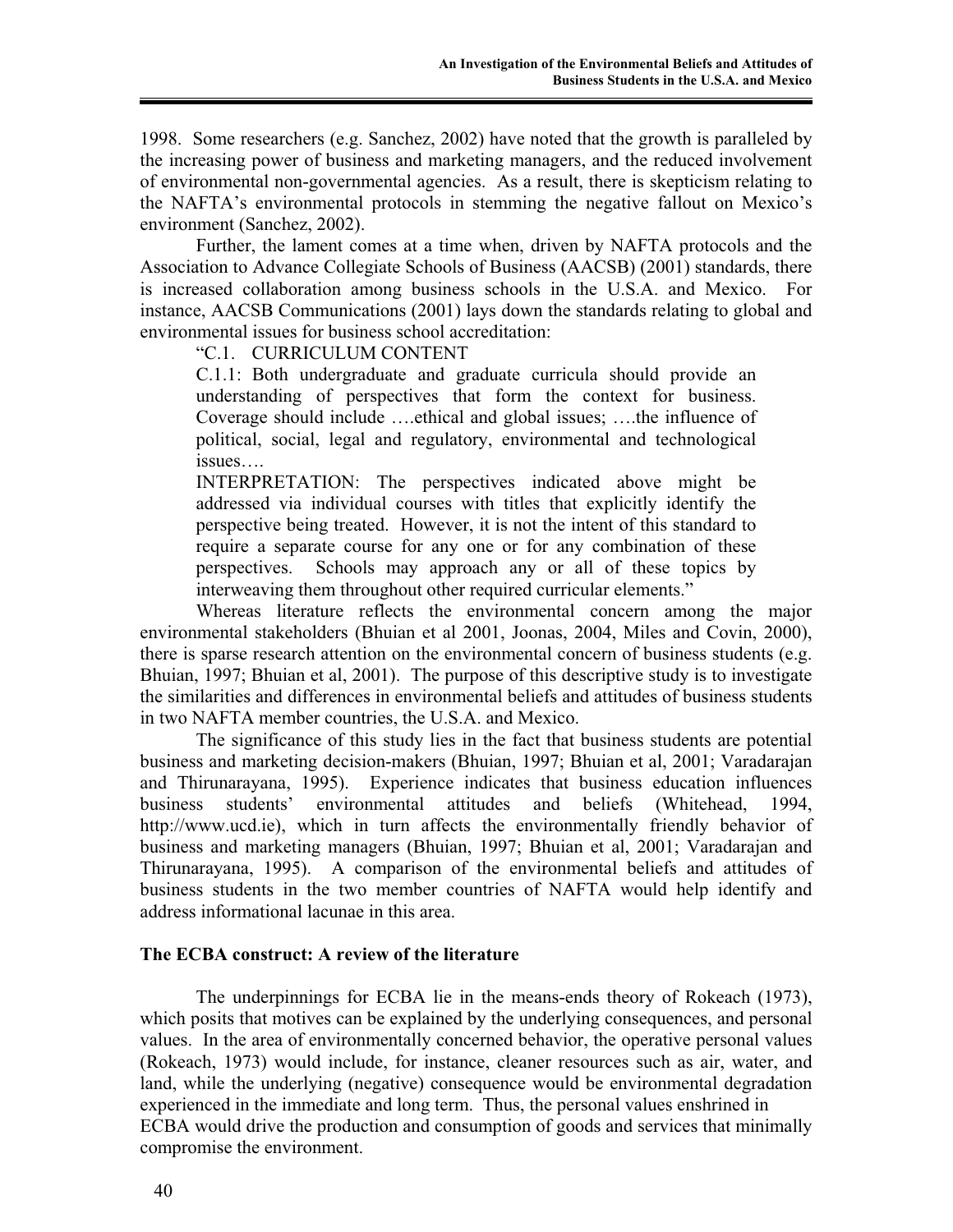1998. Some researchers (e.g. Sanchez, 2002) have noted that the growth is paralleled by the increasing power of business and marketing managers, and the reduced involvement of environmental non-governmental agencies. As a result, there is skepticism relating to the NAFTA's environmental protocols in stemming the negative fallout on Mexico's environment (Sanchez, 2002).

Further, the lament comes at a time when, driven by NAFTA protocols and the Association to Advance Collegiate Schools of Business (AACSB) (2001) standards, there is increased collaboration among business schools in the U.S.A. and Mexico. For instance, AACSB Communications (2001) lays down the standards relating to global and environmental issues for business school accreditation:

> "C.1. CURRICULUM CONTENT
>
> C.1.1: Both undergraduate and graduate curricula should provide an understanding of perspectives that form the context for business. Coverage should include ….ethical and global issues; ….the influence of political, social, legal and regulatory, environmental and technological issues….
>
> INTERPRETATION: The perspectives indicated above might be addressed via individual courses with titles that explicitly identify the perspective being treated. However, it is not the intent of this standard to require a separate course for any one or for any combination of these perspectives. Schools may approach any or all of these topics by interweaving them throughout other required curricular elements."

Whereas literature reflects the environmental concern among the major environmental stakeholders (Bhuian et al 2001, Joonas, 2004, Miles and Covin, 2000), there is sparse research attention on the environmental concern of business students (e.g. Bhuian, 1997; Bhuian et al, 2001). The purpose of this descriptive study is to investigate the similarities and differences in environmental beliefs and attitudes of business students in two NAFTA member countries, the U.S.A. and Mexico.

The significance of this study lies in the fact that business students are potential business and marketing decision-makers (Bhuian, 1997; Bhuian et al, 2001; Varadarajan and Thirunarayana, 1995). Experience indicates that business education influences business students' environmental attitudes and beliefs (Whitehead, 1994, http://www.ucd.ie), which in turn affects the environmentally friendly behavior of business and marketing managers (Bhuian, 1997; Bhuian et al, 2001; Varadarajan and Thirunarayana, 1995). A comparison of the environmental beliefs and attitudes of business students in the two member countries of NAFTA would help identify and address informational lacunae in this area.

## The ECBA construct: A review of the literature

The underpinnings for ECBA lie in the means-ends theory of Rokeach (1973), which posits that motives can be explained by the underlying consequences, and personal values. In the area of environmentally concerned behavior, the operative personal values (Rokeach, 1973) would include, for instance, cleaner resources such as air, water, and land, while the underlying (negative) consequence would be environmental degradation experienced in the immediate and long term. Thus, the personal values enshrined in ECBA would drive the production and consumption of goods and services that minimally compromise the environment.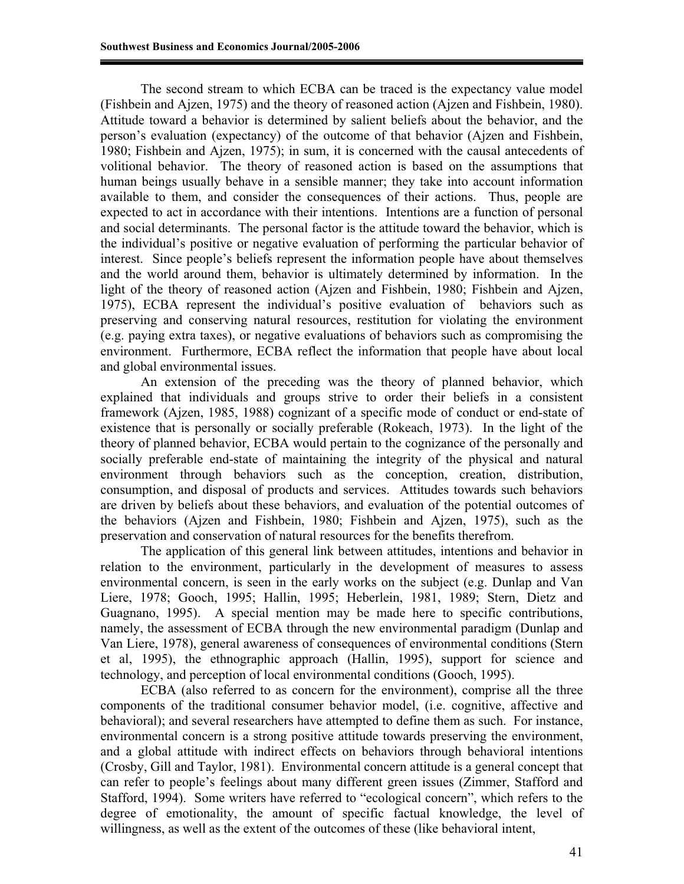The second stream to which ECBA can be traced is the expectancy value model (Fishbein and Ajzen, 1975) and the theory of reasoned action (Ajzen and Fishbein, 1980). Attitude toward a behavior is determined by salient beliefs about the behavior, and the person's evaluation (expectancy) of the outcome of that behavior (Ajzen and Fishbein, 1980; Fishbein and Ajzen, 1975); in sum, it is concerned with the causal antecedents of volitional behavior. The theory of reasoned action is based on the assumptions that human beings usually behave in a sensible manner; they take into account information available to them, and consider the consequences of their actions. Thus, people are expected to act in accordance with their intentions. Intentions are a function of personal and social determinants. The personal factor is the attitude toward the behavior, which is the individual's positive or negative evaluation of performing the particular behavior of interest. Since people's beliefs represent the information people have about themselves and the world around them, behavior is ultimately determined by information. In the light of the theory of reasoned action (Ajzen and Fishbein, 1980; Fishbein and Ajzen, 1975), ECBA represent the individual's positive evaluation of behaviors such as preserving and conserving natural resources, restitution for violating the environment (e.g. paying extra taxes), or negative evaluations of behaviors such as compromising the environment. Furthermore, ECBA reflect the information that people have about local and global environmental issues.

An extension of the preceding was the theory of planned behavior, which explained that individuals and groups strive to order their beliefs in a consistent framework (Ajzen, 1985, 1988) cognizant of a specific mode of conduct or end-state of existence that is personally or socially preferable (Rokeach, 1973). In the light of the theory of planned behavior, ECBA would pertain to the cognizance of the personally and socially preferable end-state of maintaining the integrity of the physical and natural environment through behaviors such as the conception, creation, distribution, consumption, and disposal of products and services. Attitudes towards such behaviors are driven by beliefs about these behaviors, and evaluation of the potential outcomes of the behaviors (Ajzen and Fishbein, 1980; Fishbein and Ajzen, 1975), such as the preservation and conservation of natural resources for the benefits therefrom.

The application of this general link between attitudes, intentions and behavior in relation to the environment, particularly in the development of measures to assess environmental concern, is seen in the early works on the subject (e.g. Dunlap and Van Liere, 1978; Gooch, 1995; Hallin, 1995; Heberlein, 1981, 1989; Stern, Dietz and Guagnano, 1995). A special mention may be made here to specific contributions, namely, the assessment of ECBA through the new environmental paradigm (Dunlap and Van Liere, 1978), general awareness of consequences of environmental conditions (Stern et al, 1995), the ethnographic approach (Hallin, 1995), support for science and technology, and perception of local environmental conditions (Gooch, 1995).

ECBA (also referred to as concern for the environment), comprise all the three components of the traditional consumer behavior model, (i.e. cognitive, affective and behavioral); and several researchers have attempted to define them as such. For instance, environmental concern is a strong positive attitude towards preserving the environment, and a global attitude with indirect effects on behaviors through behavioral intentions (Crosby, Gill and Taylor, 1981). Environmental concern attitude is a general concept that can refer to people's feelings about many different green issues (Zimmer, Stafford and Stafford, 1994). Some writers have referred to "ecological concern", which refers to the degree of emotionality, the amount of specific factual knowledge, the level of willingness, as well as the extent of the outcomes of these (like behavioral intent,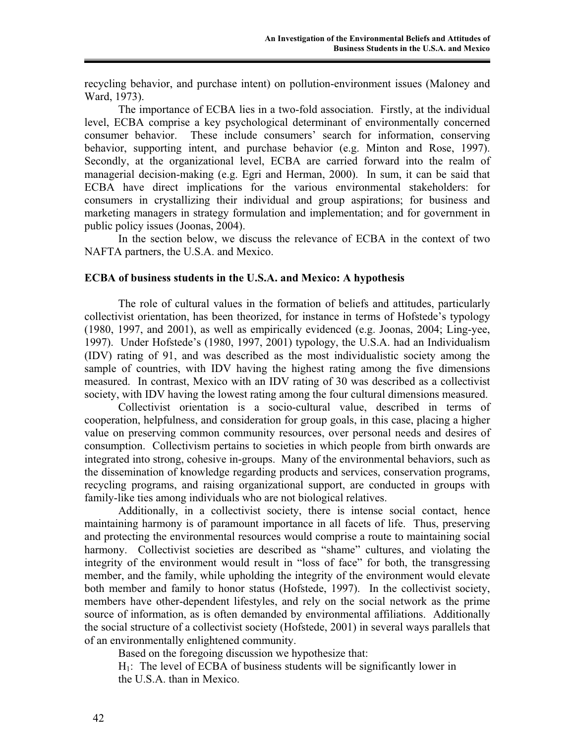recycling behavior, and purchase intent) on pollution-environment issues (Maloney and Ward, 1973).

The importance of ECBA lies in a two-fold association. Firstly, at the individual level, ECBA comprise a key psychological determinant of environmentally concerned consumer behavior. These include consumers' search for information, conserving behavior, supporting intent, and purchase behavior (e.g. Minton and Rose, 1997). Secondly, at the organizational level, ECBA are carried forward into the realm of managerial decision-making (e.g. Egri and Herman, 2000). In sum, it can be said that ECBA have direct implications for the various environmental stakeholders: for consumers in crystallizing their individual and group aspirations; for business and marketing managers in strategy formulation and implementation; and for government in public policy issues (Joonas, 2004).

In the section below, we discuss the relevance of ECBA in the context of two NAFTA partners, the U.S.A. and Mexico.

### ECBA of business students in the U.S.A. and Mexico: A hypothesis

The role of cultural values in the formation of beliefs and attitudes, particularly collectivist orientation, has been theorized, for instance in terms of Hofstede's typology (1980, 1997, and 2001), as well as empirically evidenced (e.g. Joonas, 2004; Ling-yee, 1997). Under Hofstede's (1980, 1997, 2001) typology, the U.S.A. had an Individualism (IDV) rating of 91, and was described as the most individualistic society among the sample of countries, with IDV having the highest rating among the five dimensions measured. In contrast, Mexico with an IDV rating of 30 was described as a collectivist society, with IDV having the lowest rating among the four cultural dimensions measured.

Collectivist orientation is a socio-cultural value, described in terms of cooperation, helpfulness, and consideration for group goals, in this case, placing a higher value on preserving common community resources, over personal needs and desires of consumption. Collectivism pertains to societies in which people from birth onwards are integrated into strong, cohesive in-groups. Many of the environmental behaviors, such as the dissemination of knowledge regarding products and services, conservation programs, recycling programs, and raising organizational support, are conducted in groups with family-like ties among individuals who are not biological relatives.

Additionally, in a collectivist society, there is intense social contact, hence maintaining harmony is of paramount importance in all facets of life. Thus, preserving and protecting the environmental resources would comprise a route to maintaining social harmony. Collectivist societies are described as "shame" cultures, and violating the integrity of the environment would result in "loss of face" for both, the transgressing member, and the family, while upholding the integrity of the environment would elevate both member and family to honor status (Hofstede, 1997). In the collectivist society, members have other-dependent lifestyles, and rely on the social network as the prime source of information, as is often demanded by environmental affiliations. Additionally the social structure of a collectivist society (Hofstede, 2001) in several ways parallels that of an environmentally enlightened community.

Based on the foregoing discussion we hypothesize that:

$H_1$: The level of ECBA of business students will be significantly lower in the U.S.A. than in Mexico.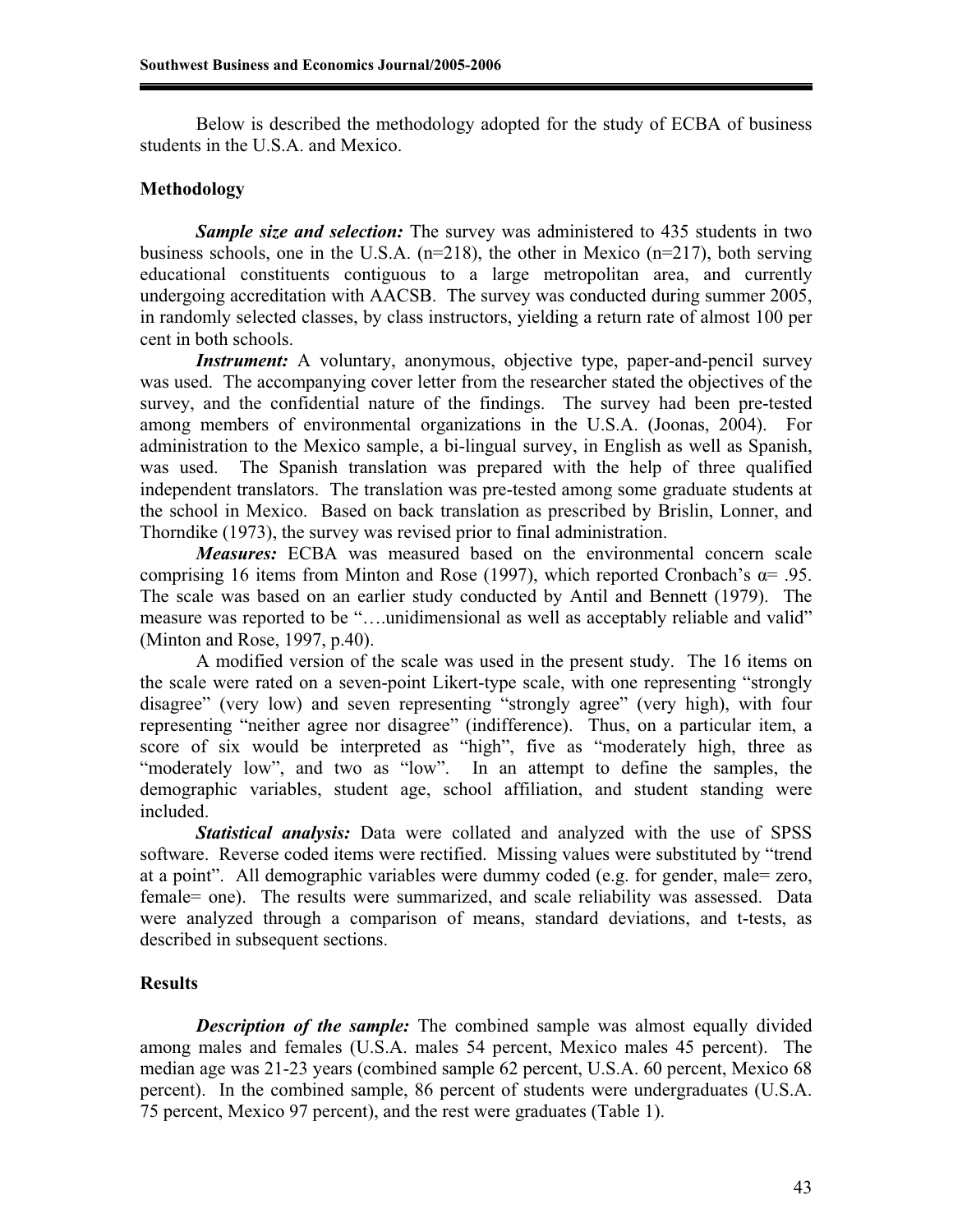Below is described the methodology adopted for the study of ECBA of business students in the U.S.A. and Mexico.

## Methodology

***Sample size and selection:*** The survey was administered to 435 students in two business schools, one in the U.S.A. (n=218), the other in Mexico (n=217), both serving educational constituents contiguous to a large metropolitan area, and currently undergoing accreditation with AACSB. The survey was conducted during summer 2005, in randomly selected classes, by class instructors, yielding a return rate of almost 100 per cent in both schools.

***Instrument:*** A voluntary, anonymous, objective type, paper-and-pencil survey was used. The accompanying cover letter from the researcher stated the objectives of the survey, and the confidential nature of the findings. The survey had been pre-tested among members of environmental organizations in the U.S.A. (Joonas, 2004). For administration to the Mexico sample, a bi-lingual survey, in English as well as Spanish, was used. The Spanish translation was prepared with the help of three qualified independent translators. The translation was pre-tested among some graduate students at the school in Mexico. Based on back translation as prescribed by Brislin, Lonner, and Thorndike (1973), the survey was revised prior to final administration.

***Measures:*** ECBA was measured based on the environmental concern scale comprising 16 items from Minton and Rose (1997), which reported Cronbach's $\alpha = .95$. The scale was based on an earlier study conducted by Antil and Bennett (1979). The measure was reported to be "….unidimensional as well as acceptably reliable and valid" (Minton and Rose, 1997, p.40).

A modified version of the scale was used in the present study. The 16 items on the scale were rated on a seven-point Likert-type scale, with one representing "strongly disagree" (very low) and seven representing "strongly agree" (very high), with four representing "neither agree nor disagree" (indifference). Thus, on a particular item, a score of six would be interpreted as "high", five as "moderately high, three as "moderately low", and two as "low". In an attempt to define the samples, the demographic variables, student age, school affiliation, and student standing were included.

***Statistical analysis:*** Data were collated and analyzed with the use of SPSS software. Reverse coded items were rectified. Missing values were substituted by "trend at a point". All demographic variables were dummy coded (e.g. for gender, male= zero, female= one). The results were summarized, and scale reliability was assessed. Data were analyzed through a comparison of means, standard deviations, and t-tests, as described in subsequent sections.

## Results

***Description of the sample:*** The combined sample was almost equally divided among males and females (U.S.A. males 54 percent, Mexico males 45 percent). The median age was 21-23 years (combined sample 62 percent, U.S.A. 60 percent, Mexico 68 percent). In the combined sample, 86 percent of students were undergraduates (U.S.A. 75 percent, Mexico 97 percent), and the rest were graduates (Table 1).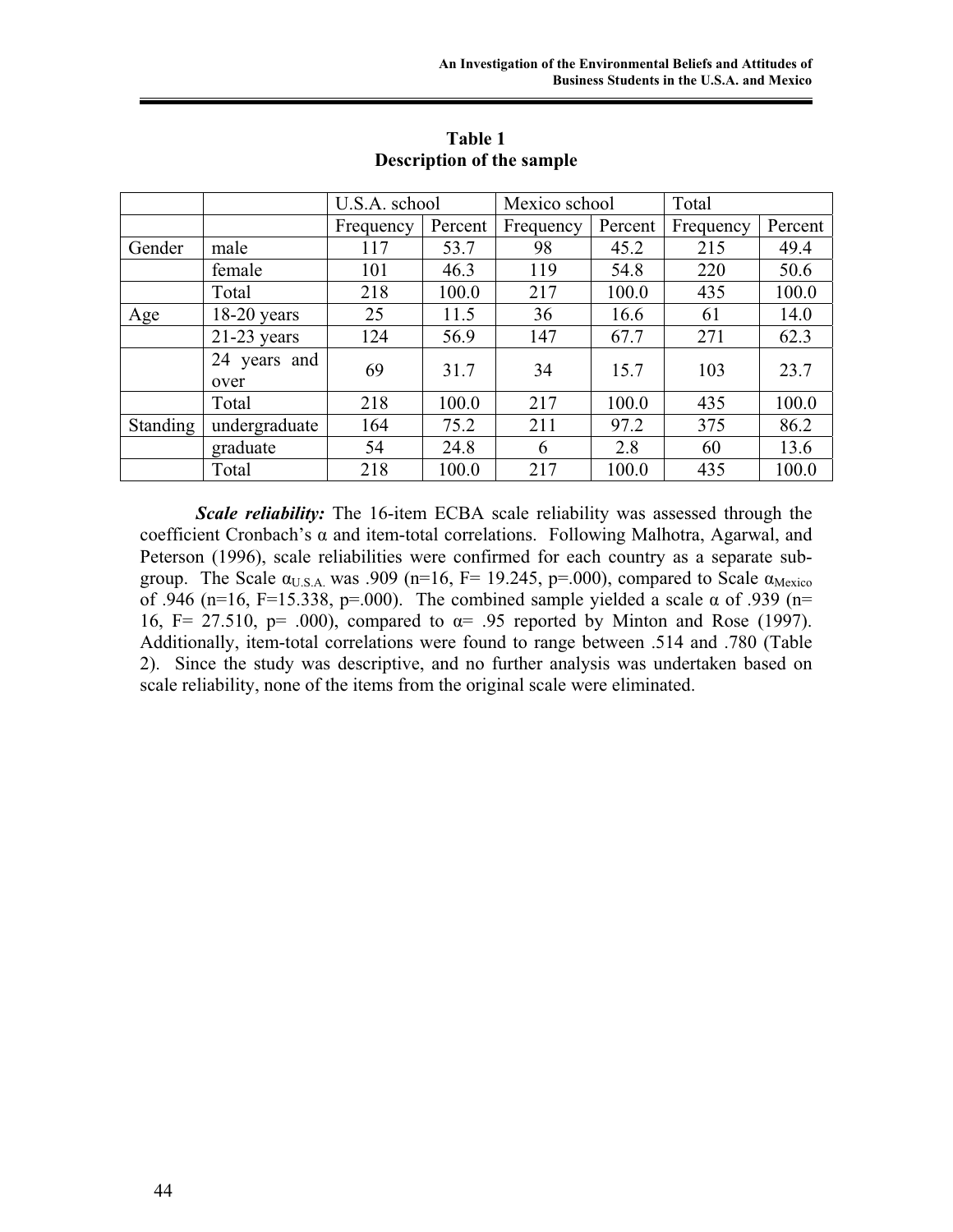**Table 1**
**Description of the sample**

| | | U.S.A. school | | Mexico school | | Total | |
|---|---|---|---|---|---|---|---|
| | | Frequency | Percent | Frequency | Percent | Frequency | Percent |
| Gender | male | 117 | 53.7 | 98 | 45.2 | 215 | 49.4 |
| | female | 101 | 46.3 | 119 | 54.8 | 220 | 50.6 |
| | Total | 218 | 100.0 | 217 | 100.0 | 435 | 100.0 |
| Age | 18-20 years | 25 | 11.5 | 36 | 16.6 | 61 | 14.0 |
| | 21-23 years | 124 | 56.9 | 147 | 67.7 | 271 | 62.3 |
| | 24 years and over | 69 | 31.7 | 34 | 15.7 | 103 | 23.7 |
| | Total | 218 | 100.0 | 217 | 100.0 | 435 | 100.0 |
| Standing | undergraduate | 164 | 75.2 | 211 | 97.2 | 375 | 86.2 |
| | graduate | 54 | 24.8 | 6 | 2.8 | 60 | 13.6 |
| | Total | 218 | 100.0 | 217 | 100.0 | 435 | 100.0 |

***Scale reliability:*** The 16-item ECBA scale reliability was assessed through the coefficient Cronbach's α and item-total correlations. Following Malhotra, Agarwal, and Peterson (1996), scale reliabilities were confirmed for each country as a separate sub-group. The Scale $\alpha_{U.S.A.}$ was .909 (n=16, F= 19.245, p=.000), compared to Scale $\alpha_{Mexico}$ of .946 (n=16, F=15.338, p=.000). The combined sample yielded a scale α of .939 (n= 16, F= 27.510, p= .000), compared to α= .95 reported by Minton and Rose (1997). Additionally, item-total correlations were found to range between .514 and .780 (Table 2). Since the study was descriptive, and no further analysis was undertaken based on scale reliability, none of the items from the original scale were eliminated.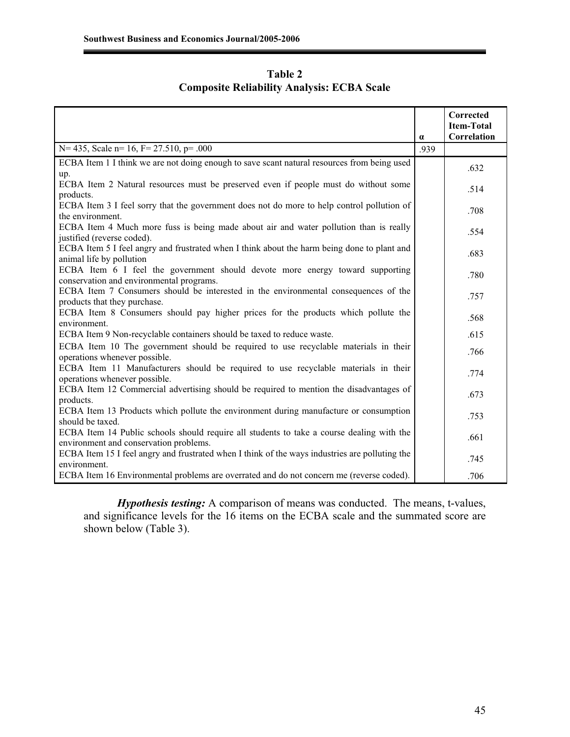**Table 2**
**Composite Reliability Analysis: ECBA Scale**

| | α | Corrected Item-Total Correlation |
|---|---|---|
| N= 435, Scale n= 16, F= 27.510, p= .000 | .939 | |
| ECBA Item 1 I think we are not doing enough to save scant natural resources from being used up. | | .632 |
| ECBA Item 2 Natural resources must be preserved even if people must do without some products. | | .514 |
| ECBA Item 3 I feel sorry that the government does not do more to help control pollution of the environment. | | .708 |
| ECBA Item 4 Much more fuss is being made about air and water pollution than is really justified (reverse coded). | | .554 |
| ECBA Item 5 I feel angry and frustrated when I think about the harm being done to plant and animal life by pollution | | .683 |
| ECBA Item 6 I feel the government should devote more energy toward supporting conservation and environmental programs. | | .780 |
| ECBA Item 7 Consumers should be interested in the environmental consequences of the products that they purchase. | | .757 |
| ECBA Item 8 Consumers should pay higher prices for the products which pollute the environment. | | .568 |
| ECBA Item 9 Non-recyclable containers should be taxed to reduce waste. | | .615 |
| ECBA Item 10 The government should be required to use recyclable materials in their operations whenever possible. | | .766 |
| ECBA Item 11 Manufacturers should be required to use recyclable materials in their operations whenever possible. | | .774 |
| ECBA Item 12 Commercial advertising should be required to mention the disadvantages of products. | | .673 |
| ECBA Item 13 Products which pollute the environment during manufacture or consumption should be taxed. | | .753 |
| ECBA Item 14 Public schools should require all students to take a course dealing with the environment and conservation problems. | | .661 |
| ECBA Item 15 I feel angry and frustrated when I think of the ways industries are polluting the environment. | | .745 |
| ECBA Item 16 Environmental problems are overrated and do not concern me (reverse coded). | | .706 |

***Hypothesis testing:*** A comparison of means was conducted. The means, t-values, and significance levels for the 16 items on the ECBA scale and the summated score are shown below (Table 3).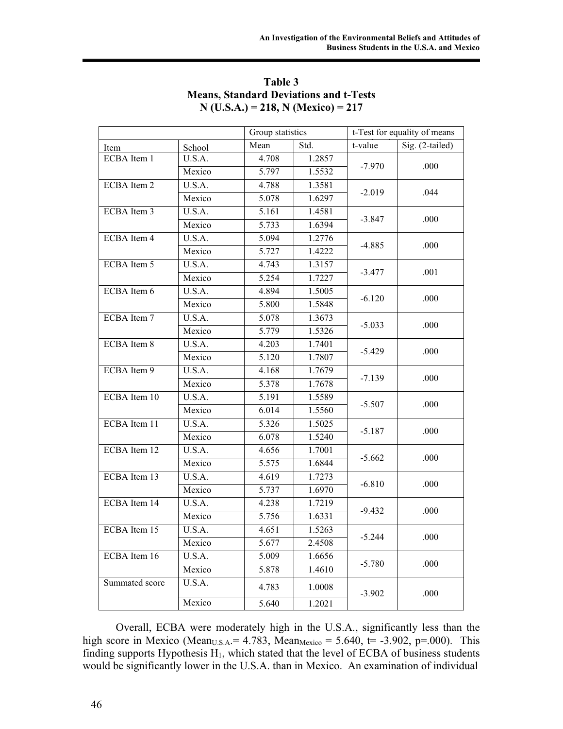**Table 3**
**Means, Standard Deviations and t-Tests**
**N (U.S.A.) = 218, N (Mexico) = 217**

| | | Group statistics | | t-Test for equality of means | |
|---|---|---|---|---|---|
| Item | School | Mean | Std. | t-value | Sig. (2-tailed) |
| ECBA Item 1 | U.S.A. | 4.708 | 1.2857 | -7.970 | .000 |
| | Mexico | 5.797 | 1.5532 | | |
| ECBA Item 2 | U.S.A. | 4.788 | 1.3581 | -2.019 | .044 |
| | Mexico | 5.078 | 1.6297 | | |
| ECBA Item 3 | U.S.A. | 5.161 | 1.4581 | -3.847 | .000 |
| | Mexico | 5.733 | 1.6394 | | |
| ECBA Item 4 | U.S.A. | 5.094 | 1.2776 | -4.885 | .000 |
| | Mexico | 5.727 | 1.4222 | | |
| ECBA Item 5 | U.S.A. | 4.743 | 1.3157 | -3.477 | .001 |
| | Mexico | 5.254 | 1.7227 | | |
| ECBA Item 6 | U.S.A. | 4.894 | 1.5005 | -6.120 | .000 |
| | Mexico | 5.800 | 1.5848 | | |
| ECBA Item 7 | U.S.A. | 5.078 | 1.3673 | -5.033 | .000 |
| | Mexico | 5.779 | 1.5326 | | |
| ECBA Item 8 | U.S.A. | 4.203 | 1.7401 | -5.429 | .000 |
| | Mexico | 5.120 | 1.7807 | | |
| ECBA Item 9 | U.S.A. | 4.168 | 1.7679 | -7.139 | .000 |
| | Mexico | 5.378 | 1.7678 | | |
| ECBA Item 10 | U.S.A. | 5.191 | 1.5589 | -5.507 | .000 |
| | Mexico | 6.014 | 1.5560 | | |
| ECBA Item 11 | U.S.A. | 5.326 | 1.5025 | -5.187 | .000 |
| | Mexico | 6.078 | 1.5240 | | |
| ECBA Item 12 | U.S.A. | 4.656 | 1.7001 | -5.662 | .000 |
| | Mexico | 5.575 | 1.6844 | | |
| ECBA Item 13 | U.S.A. | 4.619 | 1.7273 | -6.810 | .000 |
| | Mexico | 5.737 | 1.6970 | | |
| ECBA Item 14 | U.S.A. | 4.238 | 1.7219 | -9.432 | .000 |
| | Mexico | 5.756 | 1.6331 | | |
| ECBA Item 15 | U.S.A. | 4.651 | 1.5263 | -5.244 | .000 |
| | Mexico | 5.677 | 2.4508 | | |
| ECBA Item 16 | U.S.A. | 5.009 | 1.6656 | -5.780 | .000 |
| | Mexico | 5.878 | 1.4610 | | |
| Summated score | U.S.A. | 4.783 | 1.0008 | -3.902 | .000 |
| | Mexico | 5.640 | 1.2021 | | |

Overall, ECBA were moderately high in the U.S.A., significantly less than the high score in Mexico ($Mean_{U.S.A.} = 4.783$, $Mean_{Mexico} = 5.640$, $t = -3.902$, $p = .000$). This finding supports Hypothesis $H_1$, which stated that the level of ECBA of business students would be significantly lower in the U.S.A. than in Mexico. An examination of individual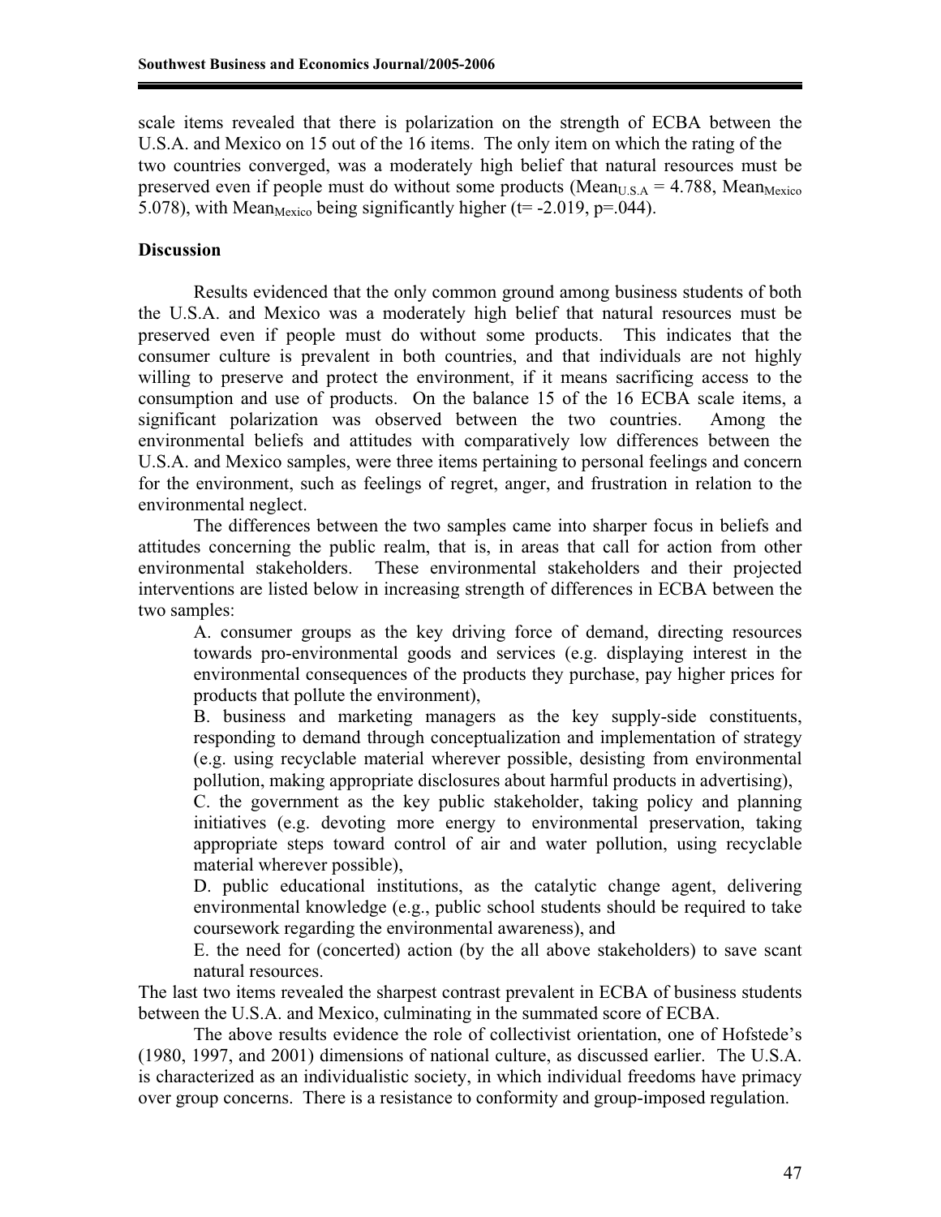scale items revealed that there is polarization on the strength of ECBA between the U.S.A. and Mexico on 15 out of the 16 items. The only item on which the rating of the two countries converged, was a moderately high belief that natural resources must be preserved even if people must do without some products ($Mean_{U.S.A} = 4.788$, $Mean_{Mexico}$ 5.078), with $Mean_{Mexico}$ being significantly higher ($t = -2.019$, $p = .044$).

**Discussion**

Results evidenced that the only common ground among business students of both the U.S.A. and Mexico was a moderately high belief that natural resources must be preserved even if people must do without some products. This indicates that the consumer culture is prevalent in both countries, and that individuals are not highly willing to preserve and protect the environment, if it means sacrificing access to the consumption and use of products. On the balance 15 of the 16 ECBA scale items, a significant polarization was observed between the two countries. Among the environmental beliefs and attitudes with comparatively low differences between the U.S.A. and Mexico samples, were three items pertaining to personal feelings and concern for the environment, such as feelings of regret, anger, and frustration in relation to the environmental neglect.

The differences between the two samples came into sharper focus in beliefs and attitudes concerning the public realm, that is, in areas that call for action from other environmental stakeholders. These environmental stakeholders and their projected interventions are listed below in increasing strength of differences in ECBA between the two samples:

A. consumer groups as the key driving force of demand, directing resources towards pro-environmental goods and services (e.g. displaying interest in the environmental consequences of the products they purchase, pay higher prices for products that pollute the environment),

B. business and marketing managers as the key supply-side constituents, responding to demand through conceptualization and implementation of strategy (e.g. using recyclable material wherever possible, desisting from environmental pollution, making appropriate disclosures about harmful products in advertising),

C. the government as the key public stakeholder, taking policy and planning initiatives (e.g. devoting more energy to environmental preservation, taking appropriate steps toward control of air and water pollution, using recyclable material wherever possible),

D. public educational institutions, as the catalytic change agent, delivering environmental knowledge (e.g., public school students should be required to take coursework regarding the environmental awareness), and

E. the need for (concerted) action (by the all above stakeholders) to save scant natural resources.

The last two items revealed the sharpest contrast prevalent in ECBA of business students between the U.S.A. and Mexico, culminating in the summated score of ECBA.

The above results evidence the role of collectivist orientation, one of Hofstede's (1980, 1997, and 2001) dimensions of national culture, as discussed earlier. The U.S.A. is characterized as an individualistic society, in which individual freedoms have primacy over group concerns. There is a resistance to conformity and group-imposed regulation.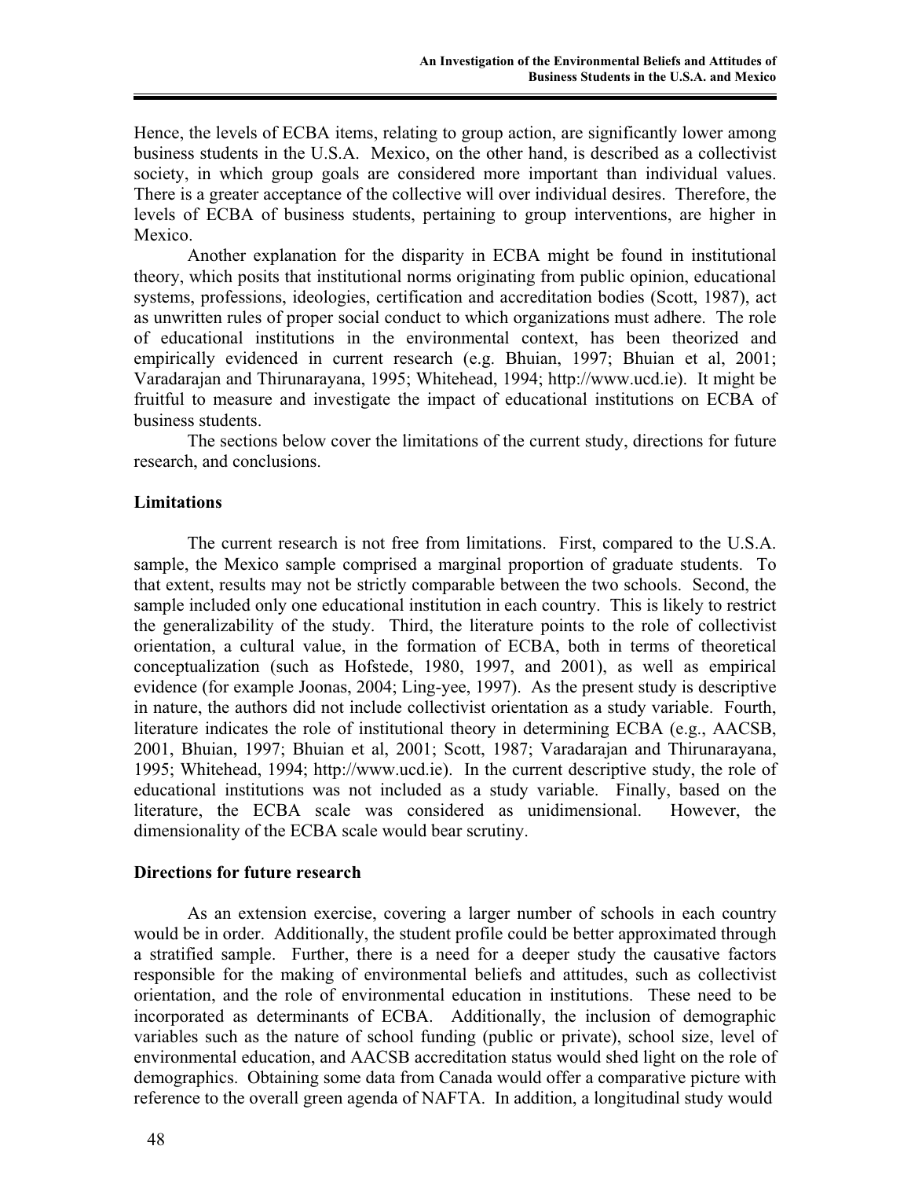Hence, the levels of ECBA items, relating to group action, are significantly lower among business students in the U.S.A. Mexico, on the other hand, is described as a collectivist society, in which group goals are considered more important than individual values. There is a greater acceptance of the collective will over individual desires. Therefore, the levels of ECBA of business students, pertaining to group interventions, are higher in Mexico.

Another explanation for the disparity in ECBA might be found in institutional theory, which posits that institutional norms originating from public opinion, educational systems, professions, ideologies, certification and accreditation bodies (Scott, 1987), act as unwritten rules of proper social conduct to which organizations must adhere. The role of educational institutions in the environmental context, has been theorized and empirically evidenced in current research (e.g. Bhuian, 1997; Bhuian et al, 2001; Varadarajan and Thirunarayana, 1995; Whitehead, 1994; http://www.ucd.ie). It might be fruitful to measure and investigate the impact of educational institutions on ECBA of business students.

The sections below cover the limitations of the current study, directions for future research, and conclusions.

## Limitations

The current research is not free from limitations. First, compared to the U.S.A. sample, the Mexico sample comprised a marginal proportion of graduate students. To that extent, results may not be strictly comparable between the two schools. Second, the sample included only one educational institution in each country. This is likely to restrict the generalizability of the study. Third, the literature points to the role of collectivist orientation, a cultural value, in the formation of ECBA, both in terms of theoretical conceptualization (such as Hofstede, 1980, 1997, and 2001), as well as empirical evidence (for example Joonas, 2004; Ling-yee, 1997). As the present study is descriptive in nature, the authors did not include collectivist orientation as a study variable. Fourth, literature indicates the role of institutional theory in determining ECBA (e.g., AACSB, 2001, Bhuian, 1997; Bhuian et al, 2001; Scott, 1987; Varadarajan and Thirunarayana, 1995; Whitehead, 1994; http://www.ucd.ie). In the current descriptive study, the role of educational institutions was not included as a study variable. Finally, based on the literature, the ECBA scale was considered as unidimensional. However, the dimensionality of the ECBA scale would bear scrutiny.

## Directions for future research

As an extension exercise, covering a larger number of schools in each country would be in order. Additionally, the student profile could be better approximated through a stratified sample. Further, there is a need for a deeper study the causative factors responsible for the making of environmental beliefs and attitudes, such as collectivist orientation, and the role of environmental education in institutions. These need to be incorporated as determinants of ECBA. Additionally, the inclusion of demographic variables such as the nature of school funding (public or private), school size, level of environmental education, and AACSB accreditation status would shed light on the role of demographics. Obtaining some data from Canada would offer a comparative picture with reference to the overall green agenda of NAFTA. In addition, a longitudinal study would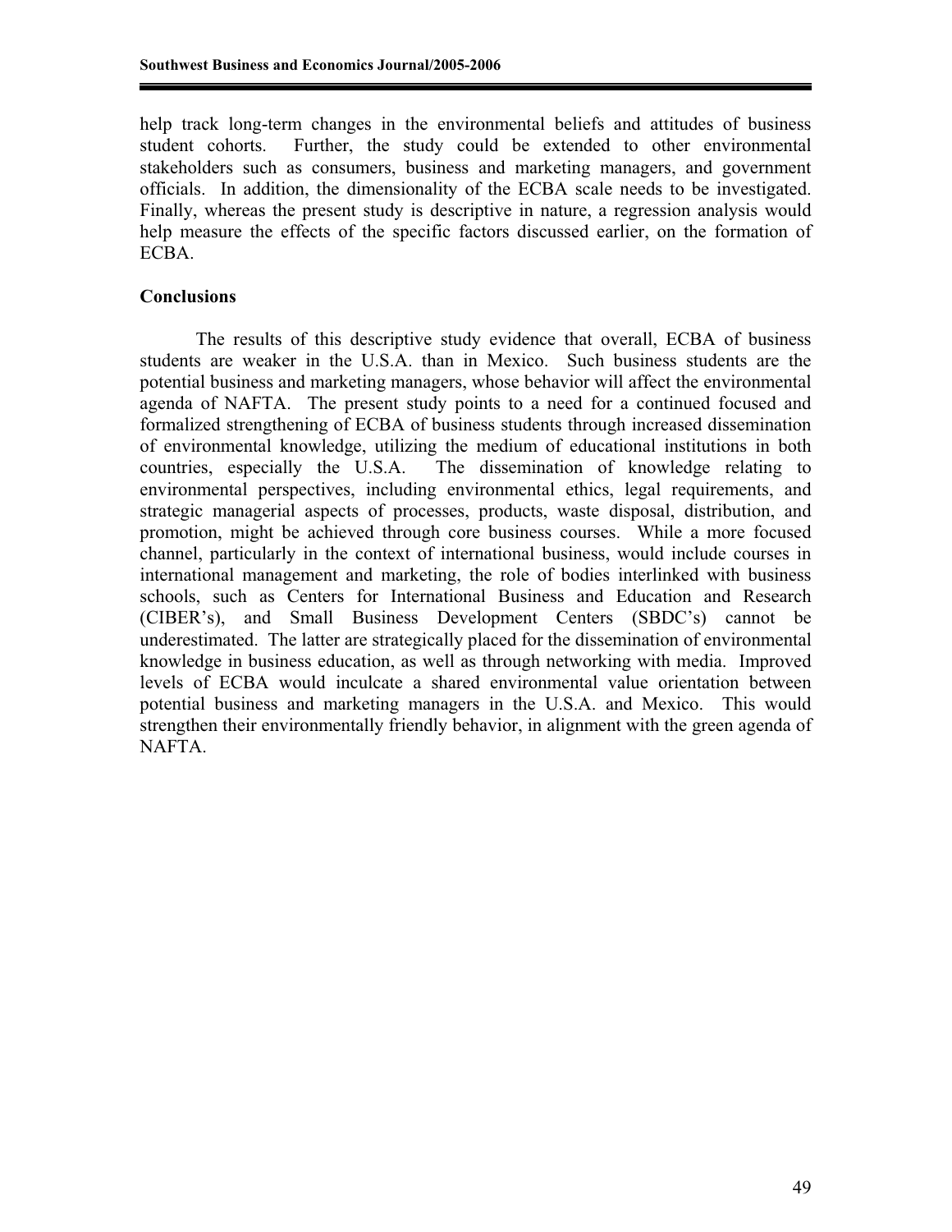help track long-term changes in the environmental beliefs and attitudes of business student cohorts. Further, the study could be extended to other environmental stakeholders such as consumers, business and marketing managers, and government officials. In addition, the dimensionality of the ECBA scale needs to be investigated. Finally, whereas the present study is descriptive in nature, a regression analysis would help measure the effects of the specific factors discussed earlier, on the formation of ECBA.

## Conclusions

The results of this descriptive study evidence that overall, ECBA of business students are weaker in the U.S.A. than in Mexico. Such business students are the potential business and marketing managers, whose behavior will affect the environmental agenda of NAFTA. The present study points to a need for a continued focused and formalized strengthening of ECBA of business students through increased dissemination of environmental knowledge, utilizing the medium of educational institutions in both countries, especially the U.S.A. The dissemination of knowledge relating to environmental perspectives, including environmental ethics, legal requirements, and strategic managerial aspects of processes, products, waste disposal, distribution, and promotion, might be achieved through core business courses. While a more focused channel, particularly in the context of international business, would include courses in international management and marketing, the role of bodies interlinked with business schools, such as Centers for International Business and Education and Research (CIBER's), and Small Business Development Centers (SBDC's) cannot be underestimated. The latter are strategically placed for the dissemination of environmental knowledge in business education, as well as through networking with media. Improved levels of ECBA would inculcate a shared environmental value orientation between potential business and marketing managers in the U.S.A. and Mexico. This would strengthen their environmentally friendly behavior, in alignment with the green agenda of NAFTA.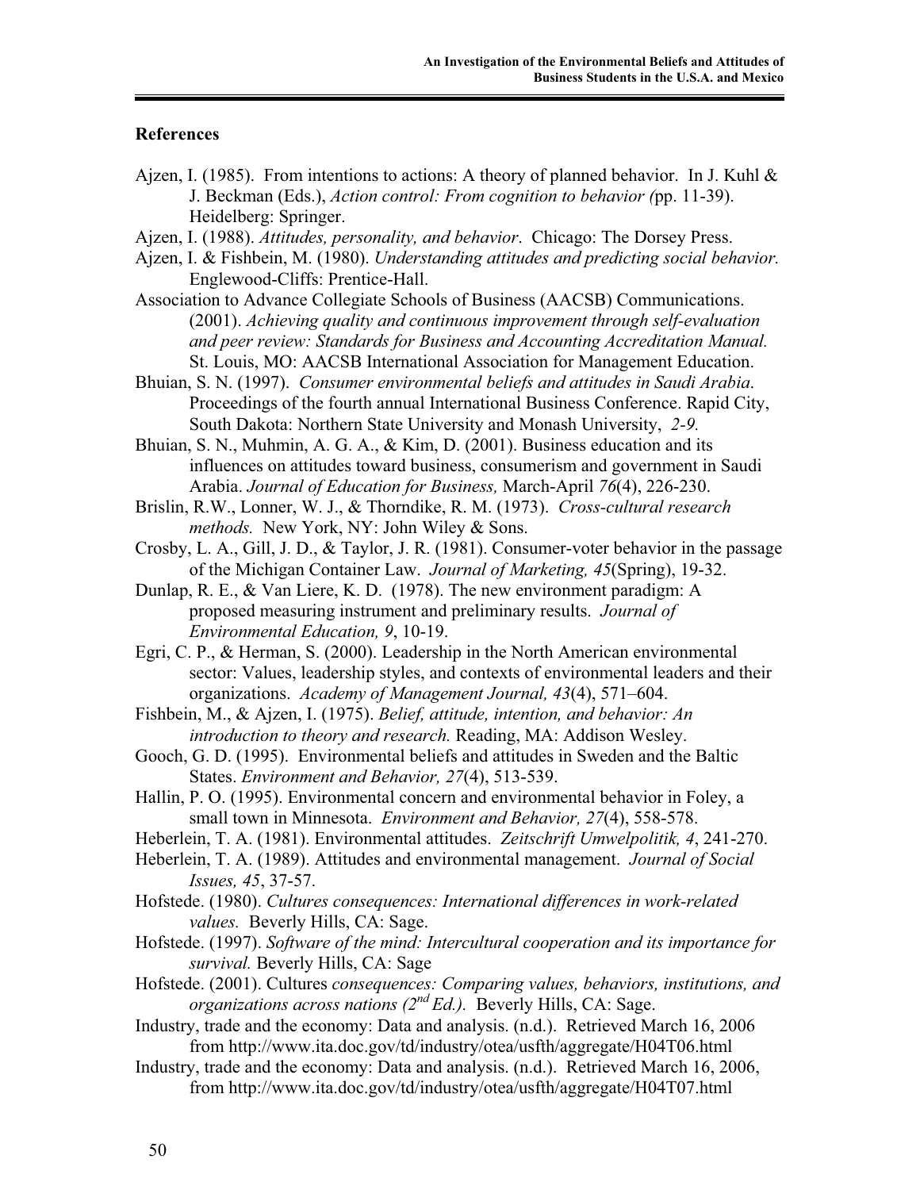## References

Ajzen, I. (1985). From intentions to actions: A theory of planned behavior. In J. Kuhl & J. Beckman (Eds.), *Action control: From cognition to behavior (*pp. 11-39). Heidelberg: Springer.

Ajzen, I. (1988). *Attitudes, personality, and behavior*. Chicago: The Dorsey Press.

Ajzen, I. & Fishbein, M. (1980). *Understanding attitudes and predicting social behavior.* Englewood-Cliffs: Prentice-Hall.

Association to Advance Collegiate Schools of Business (AACSB) Communications. (2001). *Achieving quality and continuous improvement through self-evaluation and peer review: Standards for Business and Accounting Accreditation Manual.* St. Louis, MO: AACSB International Association for Management Education.

Bhuian, S. N. (1997). *Consumer environmental beliefs and attitudes in Saudi Arabia*. Proceedings of the fourth annual International Business Conference. Rapid City, South Dakota: Northern State University and Monash University, *2-9.*

Bhuian, S. N., Muhmin, A. G. A., & Kim, D. (2001). Business education and its influences on attitudes toward business, consumerism and government in Saudi Arabia. *Journal of Education for Business,* March-April *76*(4), 226-230.

Brislin, R.W., Lonner, W. J., & Thorndike, R. M. (1973). *Cross-cultural research methods.* New York, NY: John Wiley & Sons.

Crosby, L. A., Gill, J. D., & Taylor, J. R. (1981). Consumer-voter behavior in the passage of the Michigan Container Law. *Journal of Marketing, 45*(Spring), 19-32.

Dunlap, R. E., & Van Liere, K. D. (1978). The new environment paradigm: A proposed measuring instrument and preliminary results. *Journal of Environmental Education, 9*, 10-19.

Egri, C. P., & Herman, S. (2000). Leadership in the North American environmental sector: Values, leadership styles, and contexts of environmental leaders and their organizations. *Academy of Management Journal, 43*(4), 571–604.

Fishbein, M., & Ajzen, I. (1975). *Belief, attitude, intention, and behavior: An introduction to theory and research.* Reading, MA: Addison Wesley.

Gooch, G. D. (1995). Environmental beliefs and attitudes in Sweden and the Baltic States. *Environment and Behavior, 27*(4), 513-539.

Hallin, P. O. (1995). Environmental concern and environmental behavior in Foley, a small town in Minnesota. *Environment and Behavior, 27*(4), 558-578.

Heberlein, T. A. (1981). Environmental attitudes. *Zeitschrift Umwelpolitik, 4*, 241-270.

Heberlein, T. A. (1989). Attitudes and environmental management. *Journal of Social Issues, 45*, 37-57.

Hofstede. (1980). *Cultures consequences: International differences in work-related values.* Beverly Hills, CA: Sage.

Hofstede. (1997). *Software of the mind: Intercultural cooperation and its importance for survival.* Beverly Hills, CA: Sage

Hofstede. (2001). Cultures *consequences: Comparing values, behaviors, institutions, and organizations across nations (2nd Ed.).* Beverly Hills, CA: Sage.

Industry, trade and the economy: Data and analysis. (n.d.). Retrieved March 16, 2006 from http://www.ita.doc.gov/td/industry/otea/usfth/aggregate/H04T06.html

Industry, trade and the economy: Data and analysis. (n.d.). Retrieved March 16, 2006, from http://www.ita.doc.gov/td/industry/otea/usfth/aggregate/H04T07.html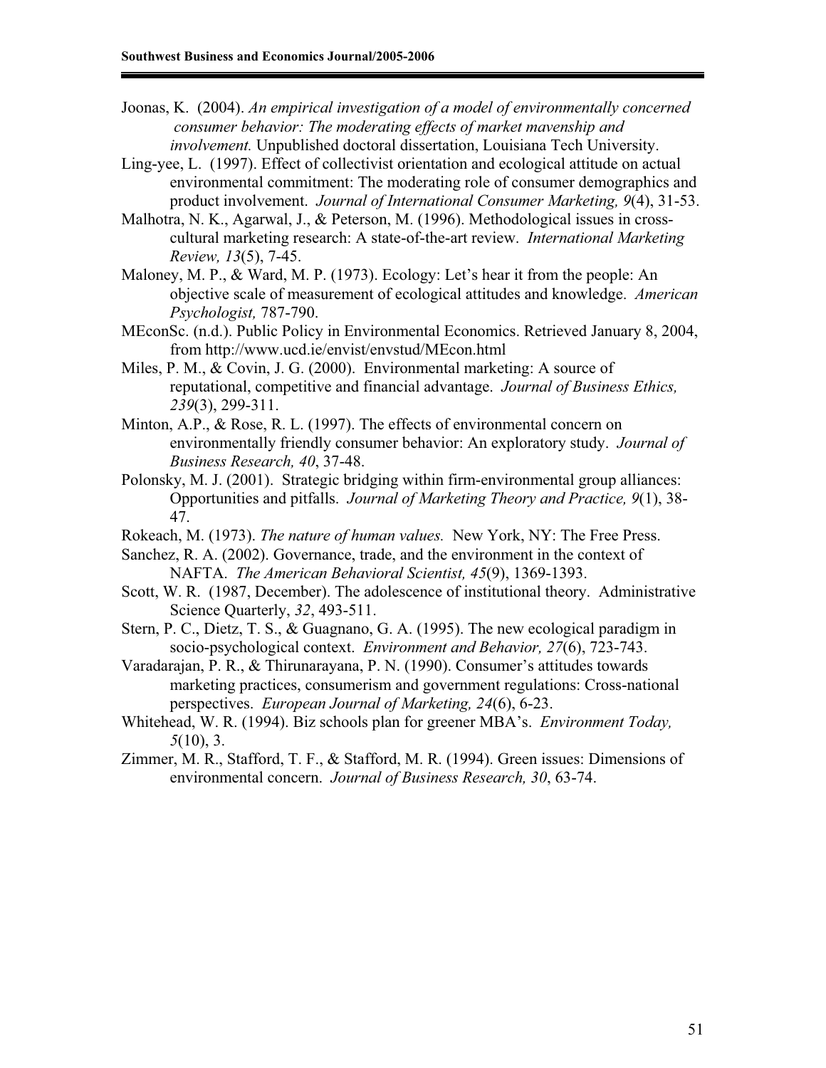Joonas, K. (2004). *An empirical investigation of a model of environmentally concerned consumer behavior: The moderating effects of market mavenship and involvement.* Unpublished doctoral dissertation, Louisiana Tech University.

Ling-yee, L. (1997). Effect of collectivist orientation and ecological attitude on actual environmental commitment: The moderating role of consumer demographics and product involvement. *Journal of International Consumer Marketing, 9*(4), 31-53.

Malhotra, N. K., Agarwal, J., & Peterson, M. (1996). Methodological issues in cross-cultural marketing research: A state-of-the-art review. *International Marketing Review, 13*(5), 7-45.

Maloney, M. P., & Ward, M. P. (1973). Ecology: Let's hear it from the people: An objective scale of measurement of ecological attitudes and knowledge. *American Psychologist,* 787-790.

MEconSc. (n.d.). Public Policy in Environmental Economics. Retrieved January 8, 2004, from http://www.ucd.ie/envist/envstud/MEcon.html

Miles, P. M., & Covin, J. G. (2000). Environmental marketing: A source of reputational, competitive and financial advantage. *Journal of Business Ethics, 239*(3), 299-311.

Minton, A.P., & Rose, R. L. (1997). The effects of environmental concern on environmentally friendly consumer behavior: An exploratory study. *Journal of Business Research, 40*, 37-48.

Polonsky, M. J. (2001). Strategic bridging within firm-environmental group alliances: Opportunities and pitfalls. *Journal of Marketing Theory and Practice, 9*(1), 38-47.

Rokeach, M. (1973). *The nature of human values.* New York, NY: The Free Press.

Sanchez, R. A. (2002). Governance, trade, and the environment in the context of NAFTA. *The American Behavioral Scientist, 45*(9), 1369-1393.

Scott, W. R. (1987, December). The adolescence of institutional theory. Administrative Science Quarterly, *32*, 493-511.

Stern, P. C., Dietz, T. S., & Guagnano, G. A. (1995). The new ecological paradigm in socio-psychological context. *Environment and Behavior, 27*(6), 723-743.

Varadarajan, P. R., & Thirunarayana, P. N. (1990). Consumer's attitudes towards marketing practices, consumerism and government regulations: Cross-national perspectives. *European Journal of Marketing, 24*(6), 6-23.

Whitehead, W. R. (1994). Biz schools plan for greener MBA's. *Environment Today, 5*(10), 3.

Zimmer, M. R., Stafford, T. F., & Stafford, M. R. (1994). Green issues: Dimensions of environmental concern. *Journal of Business Research, 30*, 63-74.